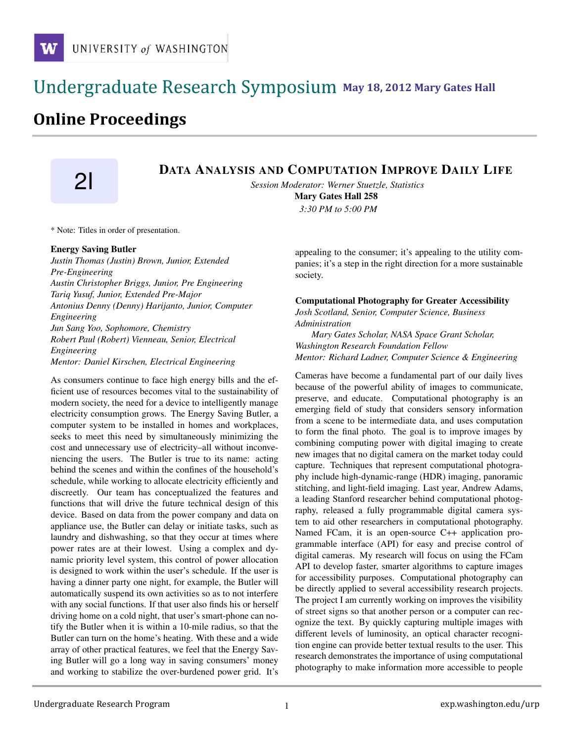# Undergraduate Research Symposium

**May 18, 2012 Mary Gates Hall**

## Online Proceedings

2I

### DATA ANALYSIS AND COMPUTATION IMPROVE DAILY LIFE

*Session Moderator: Werner Stuetzle, Statistics*

**Mary Gates Hall 258**

*3:30 PM to 5:00 PM*

* Note: Titles in order of presentation.

**Energy Saving Butler**

*Justin Thomas (Justin) Brown, Junior, Extended Pre-Engineering*
*Austin Christopher Briggs, Junior, Pre Engineering*
*Tariq Yusuf, Junior, Extended Pre-Major*
*Antonius Denny (Denny) Harijanto, Junior, Computer Engineering*
*Jun Sang Yoo, Sophomore, Chemistry*
*Robert Paul (Robert) Vienneau, Senior, Electrical Engineering*
*Mentor: Daniel Kirschen, Electrical Engineering*

As consumers continue to face high energy bills and the efficient use of resources becomes vital to the sustainability of modern society, the need for a device to intelligently manage electricity consumption grows. The Energy Saving Butler, a computer system to be installed in homes and workplaces, seeks to meet this need by simultaneously minimizing the cost and unnecessary use of electricity–all without inconveniencing the users. The Butler is true to its name: acting behind the scenes and within the confines of the household's schedule, while working to allocate electricity efficiently and discreetly. Our team has conceptualized the features and functions that will drive the future technical design of this device. Based on data from the power company and data on appliance use, the Butler can delay or initiate tasks, such as laundry and dishwashing, so that they occur at times where power rates are at their lowest. Using a complex and dynamic priority level system, this control of power allocation is designed to work within the user's schedule. If the user is having a dinner party one night, for example, the Butler will automatically suspend its own activities so as to not interfere with any social functions. If that user also finds his or herself driving home on a cold night, that user's smart-phone can notify the Butler when it is within a 10-mile radius, so that the Butler can turn on the home's heating. With these and a wide array of other practical features, we feel that the Energy Saving Butler will go a long way in saving consumers' money and working to stabilize the over-burdened power grid. It's appealing to the consumer; it's appealing to the utility companies; it's a step in the right direction for a more sustainable society.

**Computational Photography for Greater Accessibility**

*Josh Scotland, Senior, Computer Science, Business Administration*
*Mary Gates Scholar, NASA Space Grant Scholar, Washington Research Foundation Fellow*
*Mentor: Richard Ladner, Computer Science & Engineering*

Cameras have become a fundamental part of our daily lives because of the powerful ability of images to communicate, preserve, and educate. Computational photography is an emerging field of study that considers sensory information from a scene to be intermediate data, and uses computation to form the final photo. The goal is to improve images by combining computing power with digital imaging to create new images that no digital camera on the market today could capture. Techniques that represent computational photography include high-dynamic-range (HDR) imaging, panoramic stitching, and light-field imaging. Last year, Andrew Adams, a leading Stanford researcher behind computational photography, released a fully programmable digital camera system to aid other researchers in computational photography. Named FCam, it is an open-source C++ application programmable interface (API) for easy and precise control of digital cameras. My research will focus on using the FCam API to develop faster, smarter algorithms to capture images for accessibility purposes. Computational photography can be directly applied to several accessibility research projects. The project I am currently working on improves the visibility of street signs so that another person or a computer can recognize the text. By quickly capturing multiple images with different levels of luminosity, an optical character recognition engine can provide better textual results to the user. This research demonstrates the importance of using computational photography to make information more accessible to people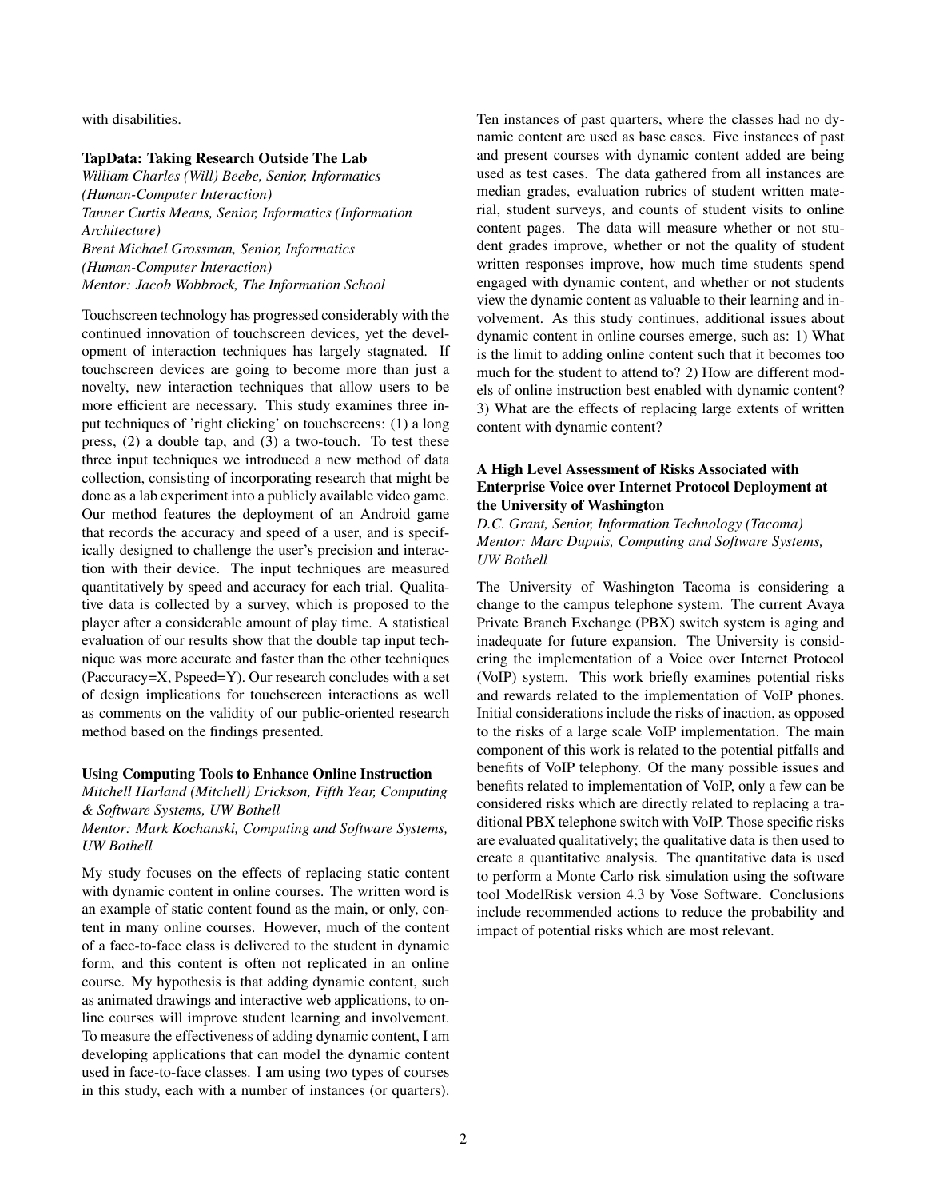with disabilities.

**TapData: Taking Research Outside The Lab**

*William Charles (Will) Beebe, Senior, Informatics (Human-Computer Interaction)*
*Tanner Curtis Means, Senior, Informatics (Information Architecture)*
*Brent Michael Grossman, Senior, Informatics (Human-Computer Interaction)*
*Mentor: Jacob Wobbrock, The Information School*

Touchscreen technology has progressed considerably with the continued innovation of touchscreen devices, yet the development of interaction techniques has largely stagnated. If touchscreen devices are going to become more than just a novelty, new interaction techniques that allow users to be more efficient are necessary. This study examines three input techniques of 'right clicking' on touchscreens: (1) a long press, (2) a double tap, and (3) a two-touch. To test these three input techniques we introduced a new method of data collection, consisting of incorporating research that might be done as a lab experiment into a publicly available video game. Our method features the deployment of an Android game that records the accuracy and speed of a user, and is specifically designed to challenge the user's precision and interaction with their device. The input techniques are measured quantitatively by speed and accuracy for each trial. Qualitative data is collected by a survey, which is proposed to the player after a considerable amount of play time. A statistical evaluation of our results show that the double tap input technique was more accurate and faster than the other techniques ($P_{accuracy}$=X, $P_{speed}$=Y). Our research concludes with a set of design implications for touchscreen interactions as well as comments on the validity of our public-oriented research method based on the findings presented.

**Using Computing Tools to Enhance Online Instruction**

*Mitchell Harland (Mitchell) Erickson, Fifth Year, Computing & Software Systems, UW Bothell*
*Mentor: Mark Kochanski, Computing and Software Systems, UW Bothell*

My study focuses on the effects of replacing static content with dynamic content in online courses. The written word is an example of static content found as the main, or only, content in many online courses. However, much of the content of a face-to-face class is delivered to the student in dynamic form, and this content is often not replicated in an online course. My hypothesis is that adding dynamic content, such as animated drawings and interactive web applications, to online courses will improve student learning and involvement. To measure the effectiveness of adding dynamic content, I am developing applications that can model the dynamic content used in face-to-face classes. I am using two types of courses in this study, each with a number of instances (or quarters). Ten instances of past quarters, where the classes had no dynamic content are used as base cases. Five instances of past and present courses with dynamic content added are being used as test cases. The data gathered from all instances are median grades, evaluation rubrics of student written material, student surveys, and counts of student visits to online content pages. The data will measure whether or not student grades improve, whether or not the quality of student written responses improve, how much time students spend engaged with dynamic content, and whether or not students view the dynamic content as valuable to their learning and involvement. As this study continues, additional issues about dynamic content in online courses emerge, such as: 1) What is the limit to adding online content such that it becomes too much for the student to attend to? 2) How are different models of online instruction best enabled with dynamic content? 3) What are the effects of replacing large extents of written content with dynamic content?

**A High Level Assessment of Risks Associated with Enterprise Voice over Internet Protocol Deployment at the University of Washington**

*D.C. Grant, Senior, Information Technology (Tacoma)*
*Mentor: Marc Dupuis, Computing and Software Systems, UW Bothell*

The University of Washington Tacoma is considering a change to the campus telephone system. The current Avaya Private Branch Exchange (PBX) switch system is aging and inadequate for future expansion. The University is considering the implementation of a Voice over Internet Protocol (VoIP) system. This work briefly examines potential risks and rewards related to the implementation of VoIP phones. Initial considerations include the risks of inaction, as opposed to the risks of a large scale VoIP implementation. The main component of this work is related to the potential pitfalls and benefits of VoIP telephony. Of the many possible issues and benefits related to implementation of VoIP, only a few can be considered risks which are directly related to replacing a traditional PBX telephone switch with VoIP. Those specific risks are evaluated qualitatively; the qualitative data is then used to create a quantitative analysis. The quantitative data is used to perform a Monte Carlo risk simulation using the software tool ModelRisk version 4.3 by Vose Software. Conclusions include recommended actions to reduce the probability and impact of potential risks which are most relevant.